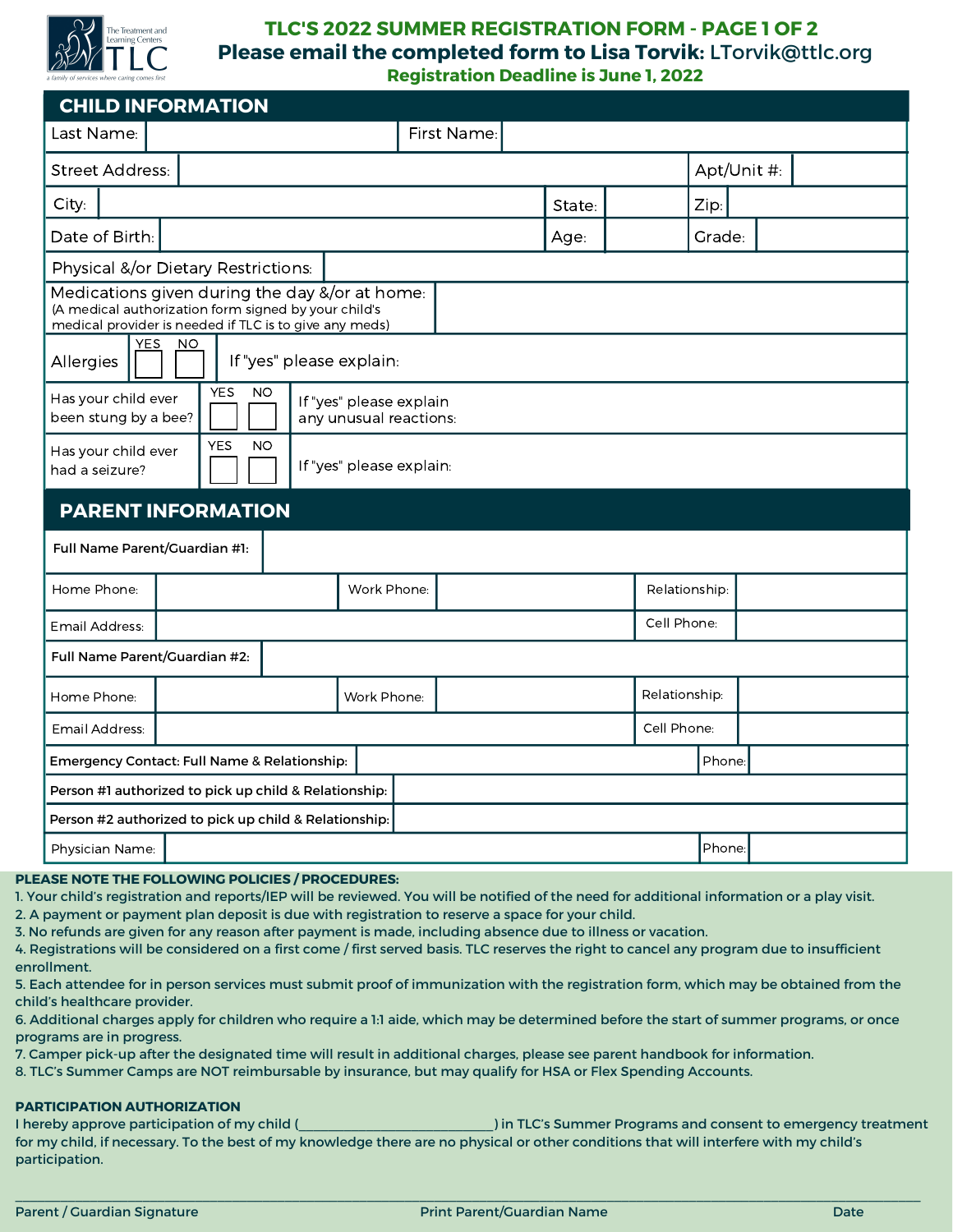# TLC'S 2022 SUMMER REGISTRATION FORM - PAGE 1 OF 2

**Please email the completed form to Lisa Torvik:** LTorvik@ttlc.org

**Registration Deadline is June 1, 2022**

## CHILD INFORMATION

| | | | | | |
|---|---|---|---|---|---|
| Last Name: | | First Name: | | | |
| Street Address: | | | | Apt/Unit #: | |
| City: | | State: | | Zip: | |
| Date of Birth: | | Age: | | Grade: | |
| Physical &/or Dietary Restrictions: | | | | | |
| Medications given during the day &/or at home: (A medical authorization form signed by your child's medical provider is needed if TLC is to give any meds) | | | | | |
| Allergies | YES ☐ NO ☐ | If "yes" please explain: | | | |
| Has your child ever been stung by a bee? | YES ☐ NO ☐ | If "yes" please explain any unusual reactions: | | | |
| Has your child ever had a seizure? | YES ☐ NO ☐ | If "yes" please explain: | | | |

## PARENT INFORMATION

| | | | | | |
|---|---|---|---|---|---|
| **Full Name Parent/Guardian #1:** | | | | | |
| Home Phone: | | Work Phone: | | Relationship: | |
| Email Address: | | | | Cell Phone: | |
| **Full Name Parent/Guardian #2:** | | | | | |
| Home Phone: | | Work Phone: | | Relationship: | |
| Email Address: | | | | Cell Phone: | |
| **Emergency Contact: Full Name & Relationship:** | | | | Phone: | |
| **Person #1 authorized to pick up child & Relationship:** | | | | | |
| **Person #2 authorized to pick up child & Relationship:** | | | | | |
| Physician Name: | | | | Phone: | |

**PLEASE NOTE THE FOLLOWING POLICIES / PROCEDURES:**

1. Your child's registration and reports/IEP will be reviewed. You will be notified of the need for additional information or a play visit.
2. A payment or payment plan deposit is due with registration to reserve a space for your child.
3. No refunds are given for any reason after payment is made, including absence due to illness or vacation.
4. Registrations will be considered on a first come / first served basis. TLC reserves the right to cancel any program due to insufficient enrollment.
5. Each attendee for in person services must submit proof of immunization with the registration form, which may be obtained from the child's healthcare provider.
6. Additional charges apply for children who require a 1:1 aide, which may be determined before the start of summer programs, or once programs are in progress.
7. Camper pick-up after the designated time will result in additional charges, please see parent handbook for information.
8. TLC's Summer Camps are NOT reimbursable by insurance, but may qualify for HSA or Flex Spending Accounts.

**PARTICIPATION AUTHORIZATION**

I hereby approve participation of my child (____________________________) in TLC's Summer Programs and consent to emergency treatment for my child, if necessary. To the best of my knowledge there are no physical or other conditions that will interfere with my child's participation.

______________________________________________________________________________________________

Parent / Guardian Signature &nbsp;&nbsp;&nbsp;&nbsp; Print Parent/Guardian Name &nbsp;&nbsp;&nbsp;&nbsp; Date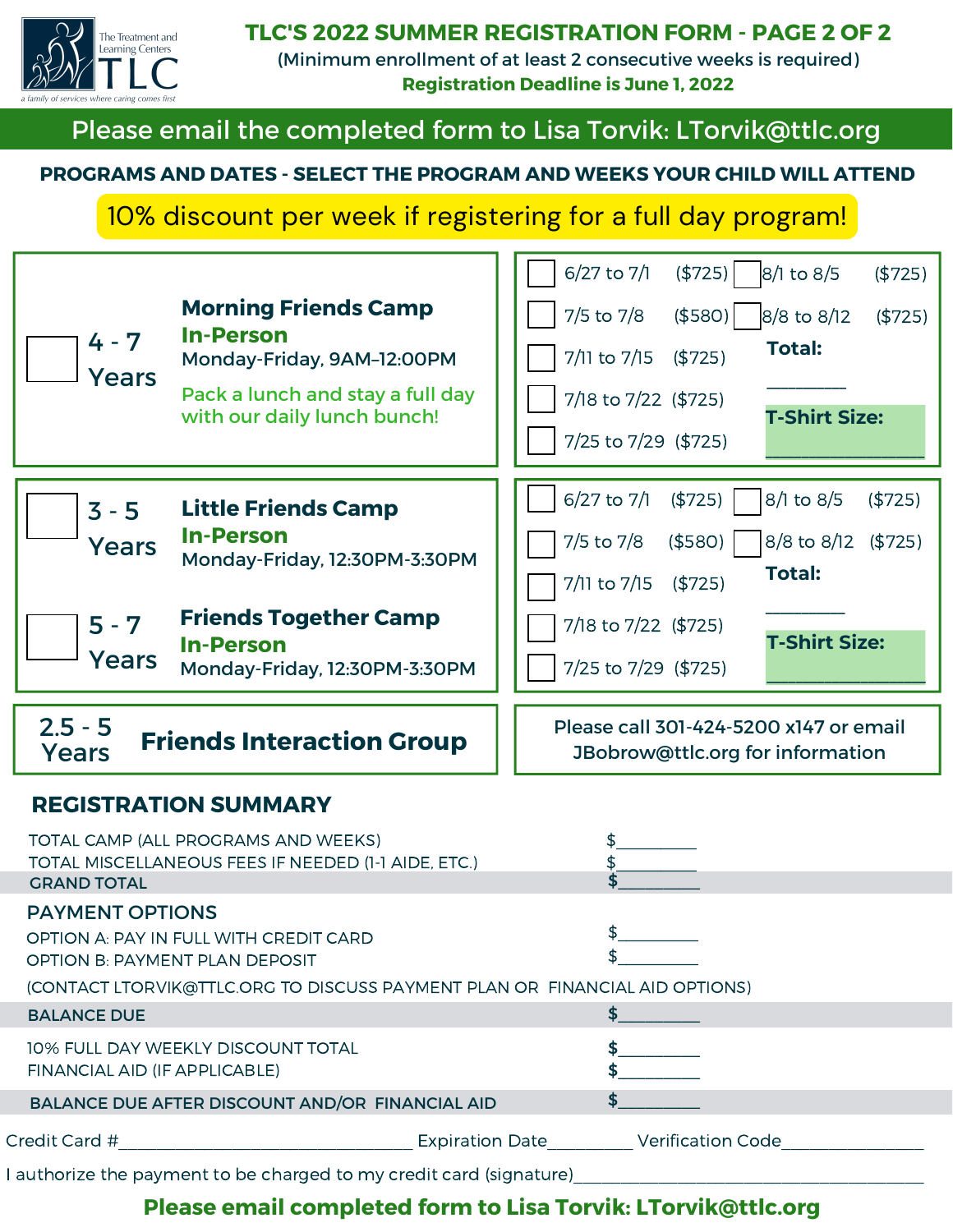# TLC'S 2022 SUMMER REGISTRATION FORM - PAGE 2 OF 2

(Minimum enrollment of at least 2 consecutive weeks is required)

**Registration Deadline is June 1, 2022**

**Please email the completed form to Lisa Torvik: LTorvik@ttlc.org**

## PROGRAMS AND DATES - SELECT THE PROGRAM AND WEEKS YOUR CHILD WILL ATTEND

**10% discount per week if registering for a full day program!**

☐ **4 - 7 Years** — **Morning Friends Camp**
**In-Person**
Monday-Friday, 9AM–12:00PM
Pack a lunch and stay a full day with our daily lunch bunch!

| | |
|---|---|
| ☐ 6/27 to 7/1 ($725) | ☐ 8/1 to 8/5 ($725) |
| ☐ 7/5 to 7/8 ($580) | ☐ 8/8 to 8/12 ($725) |
| ☐ 7/11 to 7/15 ($725) | **Total:** ________ |
| ☐ 7/18 to 7/22 ($725) | |
| ☐ 7/25 to 7/29 ($725) | **T-Shirt Size:** ________________ |

☐ **3 - 5 Years** — **Little Friends Camp**
**In-Person**
Monday-Friday, 12:30PM-3:30PM

☐ **5 - 7 Years** — **Friends Together Camp**
**In-Person**
Monday-Friday, 12:30PM-3:30PM

| | |
|---|---|
| ☐ 6/27 to 7/1 ($725) | ☐ 8/1 to 8/5 ($725) |
| ☐ 7/5 to 7/8 ($580) | ☐ 8/8 to 8/12 ($725) |
| ☐ 7/11 to 7/15 ($725) | **Total:** ________ |
| ☐ 7/18 to 7/22 ($725) | |
| ☐ 7/25 to 7/29 ($725) | **T-Shirt Size:** ________________ |

**2.5 - 5 Years** — **Friends Interaction Group**

Please call 301-424-5200 x147 or email JBobrow@ttlc.org for information

## REGISTRATION SUMMARY

| | |
|---|---|
| TOTAL CAMP (ALL PROGRAMS AND WEEKS) | $__________ |
| TOTAL MISCELLANEOUS FEES IF NEEDED (1-1 AIDE, ETC.) | $__________ |
| GRAND TOTAL | $__________ |

### PAYMENT OPTIONS

| | |
|---|---|
| OPTION A: PAY IN FULL WITH CREDIT CARD | $__________ |
| OPTION B: PAYMENT PLAN DEPOSIT | $__________ |

(CONTACT LTORVIK@TTLC.ORG TO DISCUSS PAYMENT PLAN OR FINANCIAL AID OPTIONS)

| | |
|---|---|
| BALANCE DUE | $__________ |
| 10% FULL DAY WEEKLY DISCOUNT TOTAL | $__________ |
| FINANCIAL AID (IF APPLICABLE) | $__________ |
| BALANCE DUE AFTER DISCOUNT AND/OR FINANCIAL AID | $__________ |

Credit Card #__________________________________ Expiration Date__________ Verification Code________________

I authorize the payment to be charged to my credit card (signature)_________________________________________

**Please email completed form to Lisa Torvik: LTorvik@ttlc.org**